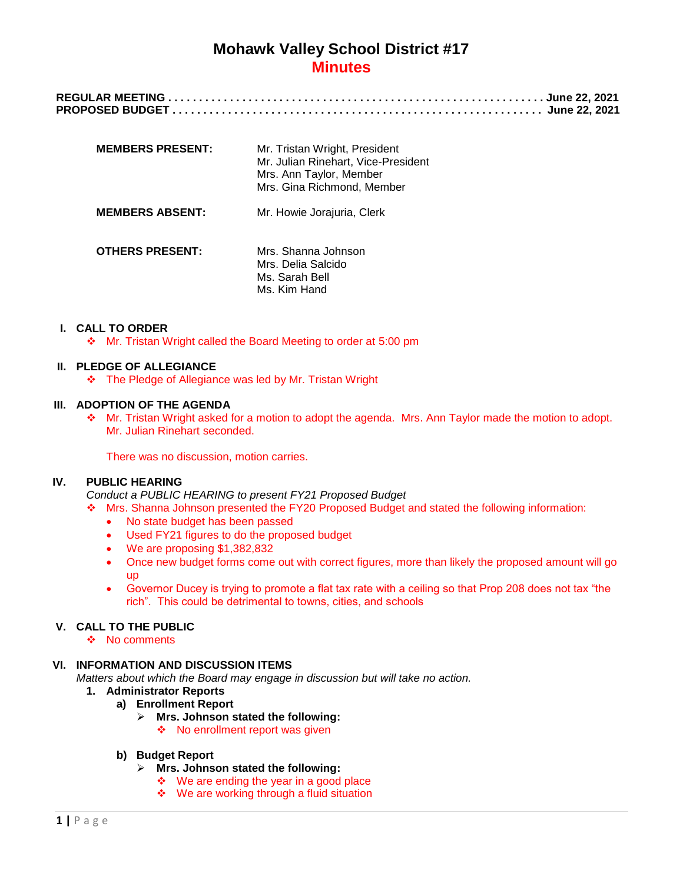# Mohawk Valley School District #17

## Minutes

**REGULAR MEETING . . . . . . . . . . . . . . . . . . . . . . . . . . . . . . . . . . . . . . . . . . . . . . . . . . . . . . . . . . June 22, 2021**
**PROPOSED BUDGET . . . . . . . . . . . . . . . . . . . . . . . . . . . . . . . . . . . . . . . . . . . . . . . . . . . . . . . . June 22, 2021**

**MEMBERS PRESENT:**
Mr. Tristan Wright, President
Mr. Julian Rinehart, Vice-President
Mrs. Ann Taylor, Member
Mrs. Gina Richmond, Member

**MEMBERS ABSENT:**
Mr. Howie Jorajuria, Clerk

**OTHERS PRESENT:**
Mrs. Shanna Johnson
Mrs. Delia Salcido
Ms. Sarah Bell
Ms. Kim Hand

### I. CALL TO ORDER

- Mr. Tristan Wright called the Board Meeting to order at 5:00 pm

### II. PLEDGE OF ALLEGIANCE

- The Pledge of Allegiance was led by Mr. Tristan Wright

### III. ADOPTION OF THE AGENDA

- Mr. Tristan Wright asked for a motion to adopt the agenda. Mrs. Ann Taylor made the motion to adopt. Mr. Julian Rinehart seconded.

  There was no discussion, motion carries.

### IV. PUBLIC HEARING

*Conduct a PUBLIC HEARING to present FY21 Proposed Budget*

- Mrs. Shanna Johnson presented the FY20 Proposed Budget and stated the following information:
  - No state budget has been passed
  - Used FY21 figures to do the proposed budget
  - We are proposing $1,382,832
  - Once new budget forms come out with correct figures, more than likely the proposed amount will go up
  - Governor Ducey is trying to promote a flat tax rate with a ceiling so that Prop 208 does not tax "the rich". This could be detrimental to towns, cities, and schools

### V. CALL TO THE PUBLIC

- No comments

### VI. INFORMATION AND DISCUSSION ITEMS

*Matters about which the Board may engage in discussion but will take no action.*

1. **Administrator Reports**
   - **a) Enrollment Report**
     - **Mrs. Johnson stated the following:**
       - No enrollment report was given
   - **b) Budget Report**
     - **Mrs. Johnson stated the following:**
       - We are ending the year in a good place
       - We are working through a fluid situation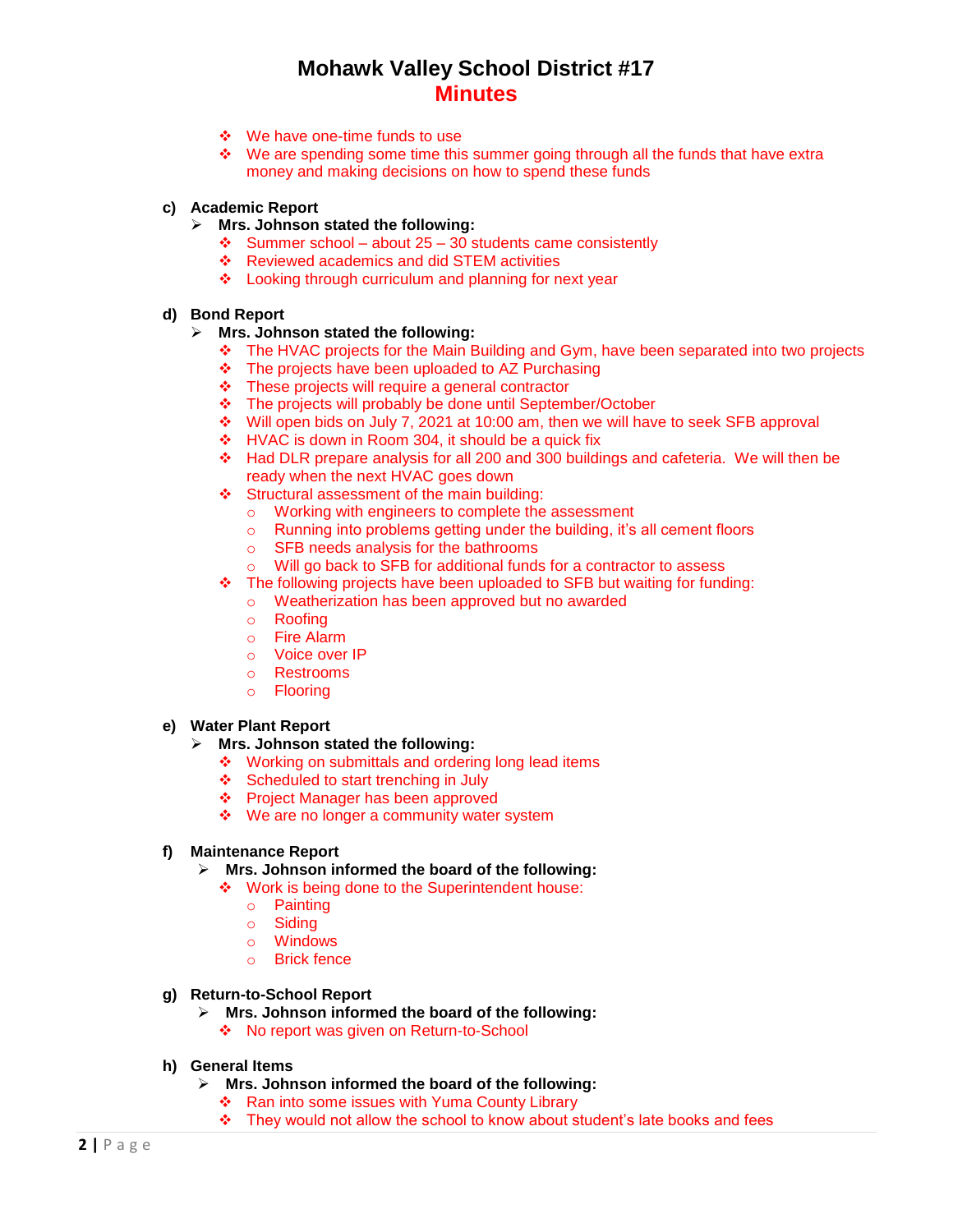# Mohawk Valley School District #17

## Minutes

- We have one-time funds to use
- We are spending some time this summer going through all the funds that have extra money and making decisions on how to spend these funds

**c) Academic Report**

- **Mrs. Johnson stated the following:**
  - Summer school – about 25 – 30 students came consistently
  - Reviewed academics and did STEM activities
  - Looking through curriculum and planning for next year

**d) Bond Report**

- **Mrs. Johnson stated the following:**
  - The HVAC projects for the Main Building and Gym, have been separated into two projects
  - The projects have been uploaded to AZ Purchasing
  - These projects will require a general contractor
  - The projects will probably be done until September/October
  - Will open bids on July 7, 2021 at 10:00 am, then we will have to seek SFB approval
  - HVAC is down in Room 304, it should be a quick fix
  - Had DLR prepare analysis for all 200 and 300 buildings and cafeteria. We will then be ready when the next HVAC goes down
  - Structural assessment of the main building:
    - Working with engineers to complete the assessment
    - Running into problems getting under the building, it's all cement floors
    - SFB needs analysis for the bathrooms
    - Will go back to SFB for additional funds for a contractor to assess
  - The following projects have been uploaded to SFB but waiting for funding:
    - Weatherization has been approved but no awarded
    - Roofing
    - Fire Alarm
    - Voice over IP
    - Restrooms
    - Flooring

**e) Water Plant Report**

- **Mrs. Johnson stated the following:**
  - Working on submittals and ordering long lead items
  - Scheduled to start trenching in July
  - Project Manager has been approved
  - We are no longer a community water system

**f) Maintenance Report**

- **Mrs. Johnson informed the board of the following:**
  - Work is being done to the Superintendent house:
    - Painting
    - Siding
    - Windows
    - Brick fence

**g) Return-to-School Report**

- **Mrs. Johnson informed the board of the following:**
  - No report was given on Return-to-School

**h) General Items**

- **Mrs. Johnson informed the board of the following:**
  - Ran into some issues with Yuma County Library
  - They would not allow the school to know about student's late books and fees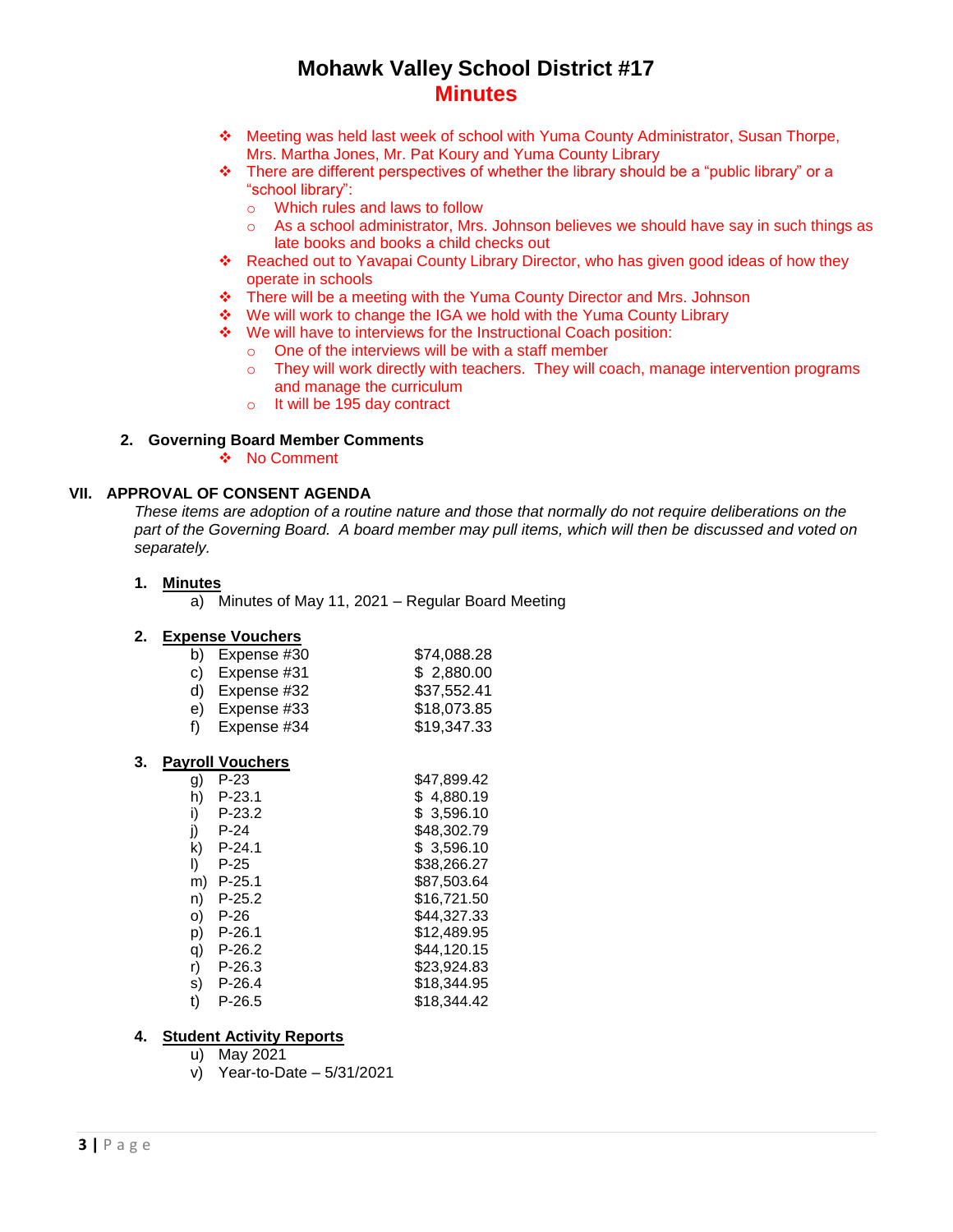# Mohawk Valley School District #17

## Minutes

- Meeting was held last week of school with Yuma County Administrator, Susan Thorpe, Mrs. Martha Jones, Mr. Pat Koury and Yuma County Library
- There are different perspectives of whether the library should be a "public library" or a "school library":
  - Which rules and laws to follow
  - As a school administrator, Mrs. Johnson believes we should have say in such things as late books and books a child checks out
- Reached out to Yavapai County Library Director, who has given good ideas of how they operate in schools
- There will be a meeting with the Yuma County Director and Mrs. Johnson
- We will work to change the IGA we hold with the Yuma County Library
- We will have to interviews for the Instructional Coach position:
  - One of the interviews will be with a staff member
  - They will work directly with teachers. They will coach, manage intervention programs and manage the curriculum
  - It will be 195 day contract

**2. Governing Board Member Comments**

- No Comment

### VII. APPROVAL OF CONSENT AGENDA

*These items are adoption of a routine nature and those that normally do not require deliberations on the part of the Governing Board. A board member may pull items, which will then be discussed and voted on separately.*

**1. Minutes**

a) Minutes of May 11, 2021 – Regular Board Meeting

**2. Expense Vouchers**

| | | |
|---|---|---|
| b) | Expense #30 | $74,088.28 |
| c) | Expense #31 | $ 2,880.00 |
| d) | Expense #32 | $37,552.41 |
| e) | Expense #33 | $18,073.85 |
| f) | Expense #34 | $19,347.33 |

**3. Payroll Vouchers**

| | | |
|---|---|---|
| g) | P-23 | $47,899.42 |
| h) | P-23.1 | $ 4,880.19 |
| i) | P-23.2 | $ 3,596.10 |
| j) | P-24 | $48,302.79 |
| k) | P-24.1 | $ 3,596.10 |
| l) | P-25 | $38,266.27 |
| m) | P-25.1 | $87,503.64 |
| n) | P-25.2 | $16,721.50 |
| o) | P-26 | $44,327.33 |
| p) | P-26.1 | $12,489.95 |
| q) | P-26.2 | $44,120.15 |
| r) | P-26.3 | $23,924.83 |
| s) | P-26.4 | $18,344.95 |
| t) | P-26.5 | $18,344.42 |

**4. Student Activity Reports**

u) May 2021
v) Year-to-Date – 5/31/2021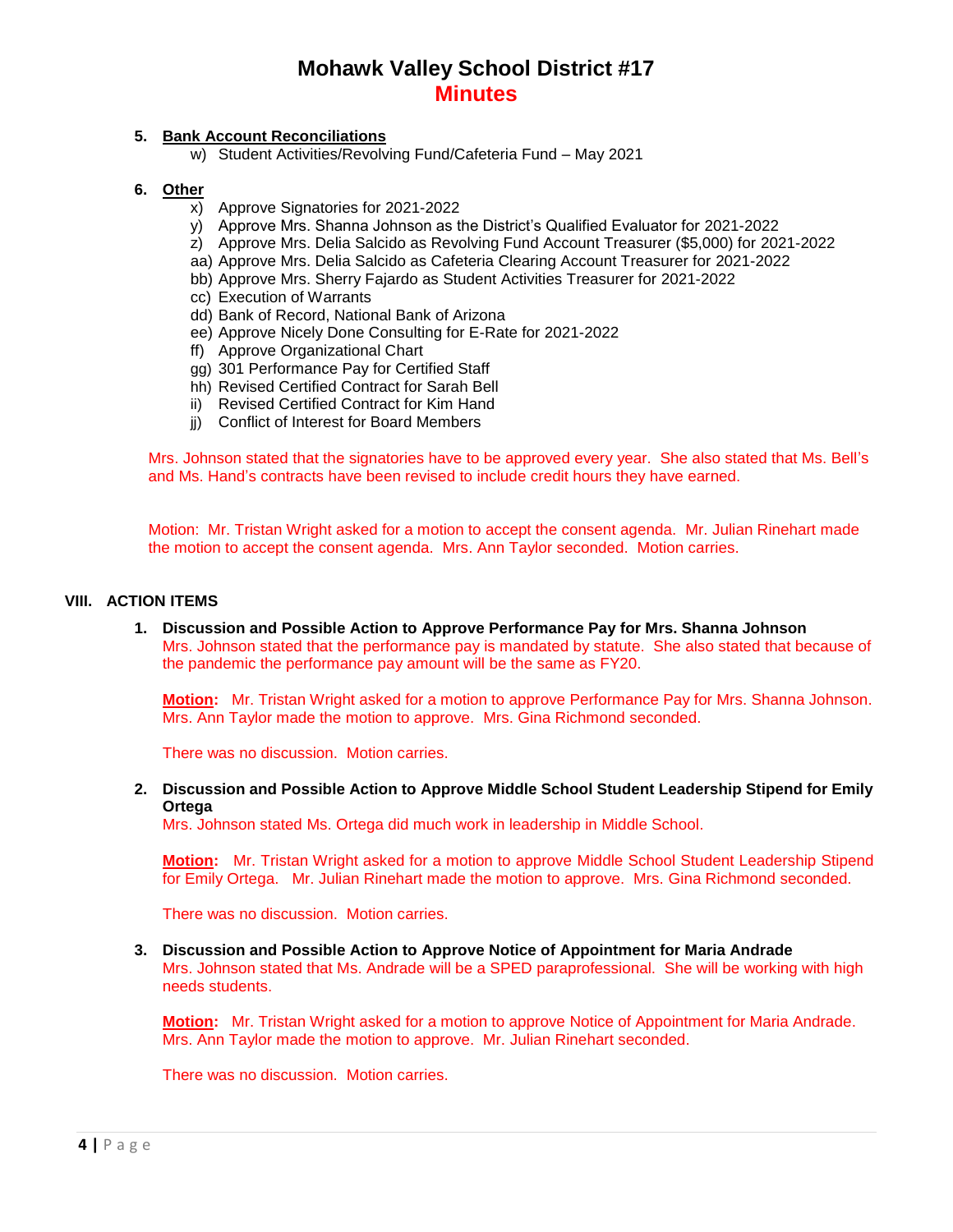# Mohawk Valley School District #17

## Minutes

5. **Bank Account Reconciliations**
   - w) Student Activities/Revolving Fund/Cafeteria Fund – May 2021

6. **Other**
   - x) Approve Signatories for 2021-2022
   - y) Approve Mrs. Shanna Johnson as the District's Qualified Evaluator for 2021-2022
   - z) Approve Mrs. Delia Salcido as Revolving Fund Account Treasurer ($5,000) for 2021-2022
   - aa) Approve Mrs. Delia Salcido as Cafeteria Clearing Account Treasurer for 2021-2022
   - bb) Approve Mrs. Sherry Fajardo as Student Activities Treasurer for 2021-2022
   - cc) Execution of Warrants
   - dd) Bank of Record, National Bank of Arizona
   - ee) Approve Nicely Done Consulting for E-Rate for 2021-2022
   - ff) Approve Organizational Chart
   - gg) 301 Performance Pay for Certified Staff
   - hh) Revised Certified Contract for Sarah Bell
   - ii) Revised Certified Contract for Kim Hand
   - jj) Conflict of Interest for Board Members

Mrs. Johnson stated that the signatories have to be approved every year. She also stated that Ms. Bell's and Ms. Hand's contracts have been revised to include credit hours they have earned.

Motion: Mr. Tristan Wright asked for a motion to accept the consent agenda. Mr. Julian Rinehart made the motion to accept the consent agenda. Mrs. Ann Taylor seconded. Motion carries.

## VIII. ACTION ITEMS

1. **Discussion and Possible Action to Approve Performance Pay for Mrs. Shanna Johnson**

   Mrs. Johnson stated that the performance pay is mandated by statute. She also stated that because of the pandemic the performance pay amount will be the same as FY20.

   **Motion:** Mr. Tristan Wright asked for a motion to approve Performance Pay for Mrs. Shanna Johnson. Mrs. Ann Taylor made the motion to approve. Mrs. Gina Richmond seconded.

   There was no discussion. Motion carries.

2. **Discussion and Possible Action to Approve Middle School Student Leadership Stipend for Emily Ortega**

   Mrs. Johnson stated Ms. Ortega did much work in leadership in Middle School.

   **Motion:** Mr. Tristan Wright asked for a motion to approve Middle School Student Leadership Stipend for Emily Ortega. Mr. Julian Rinehart made the motion to approve. Mrs. Gina Richmond seconded.

   There was no discussion. Motion carries.

3. **Discussion and Possible Action to Approve Notice of Appointment for Maria Andrade**

   Mrs. Johnson stated that Ms. Andrade will be a SPED paraprofessional. She will be working with high needs students.

   **Motion:** Mr. Tristan Wright asked for a motion to approve Notice of Appointment for Maria Andrade. Mrs. Ann Taylor made the motion to approve. Mr. Julian Rinehart seconded.

   There was no discussion. Motion carries.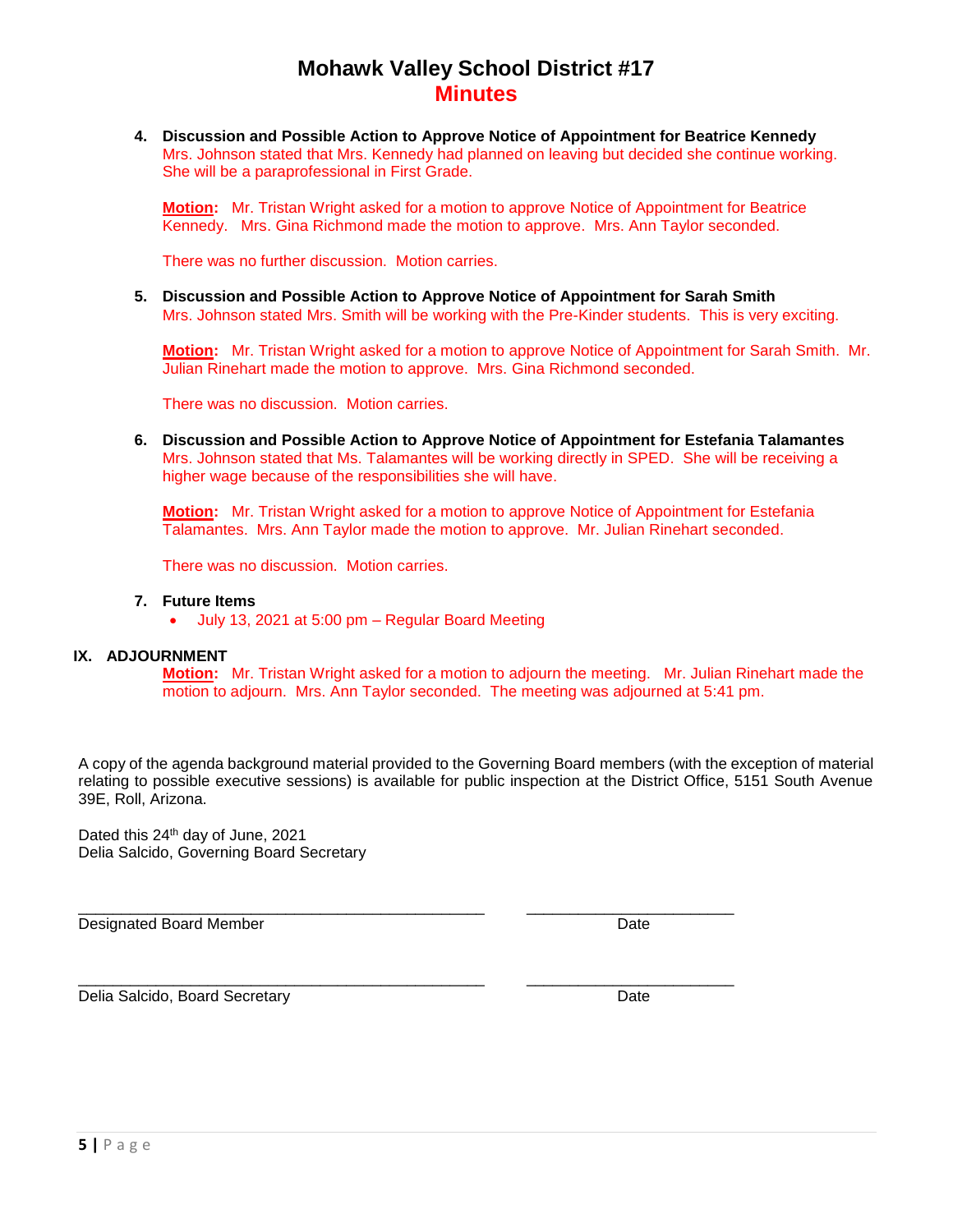# Mohawk Valley School District #17
## Minutes

4. **Discussion and Possible Action to Approve Notice of Appointment for Beatrice Kennedy**
   Mrs. Johnson stated that Mrs. Kennedy had planned on leaving but decided she continue working. She will be a paraprofessional in First Grade.

   **Motion:** Mr. Tristan Wright asked for a motion to approve Notice of Appointment for Beatrice Kennedy. Mrs. Gina Richmond made the motion to approve. Mrs. Ann Taylor seconded.

   There was no further discussion. Motion carries.

5. **Discussion and Possible Action to Approve Notice of Appointment for Sarah Smith**
   Mrs. Johnson stated Mrs. Smith will be working with the Pre-Kinder students. This is very exciting.

   **Motion:** Mr. Tristan Wright asked for a motion to approve Notice of Appointment for Sarah Smith. Mr. Julian Rinehart made the motion to approve. Mrs. Gina Richmond seconded.

   There was no discussion. Motion carries.

6. **Discussion and Possible Action to Approve Notice of Appointment for Estefania Talamantes**
   Mrs. Johnson stated that Ms. Talamantes will be working directly in SPED. She will be receiving a higher wage because of the responsibilities she will have.

   **Motion:** Mr. Tristan Wright asked for a motion to approve Notice of Appointment for Estefania Talamantes. Mrs. Ann Taylor made the motion to approve. Mr. Julian Rinehart seconded.

   There was no discussion. Motion carries.

7. **Future Items**
   - July 13, 2021 at 5:00 pm – Regular Board Meeting

**IX. ADJOURNMENT**

**Motion:** Mr. Tristan Wright asked for a motion to adjourn the meeting. Mr. Julian Rinehart made the motion to adjourn. Mrs. Ann Taylor seconded. The meeting was adjourned at 5:41 pm.

A copy of the agenda background material provided to the Governing Board members (with the exception of material relating to possible executive sessions) is available for public inspection at the District Office, 5151 South Avenue 39E, Roll, Arizona.

Dated this 24th day of June, 2021
Delia Salcido, Governing Board Secretary

_______________________________________________ _______________________
Designated Board Member Date

_______________________________________________ _______________________
Delia Salcido, Board Secretary Date